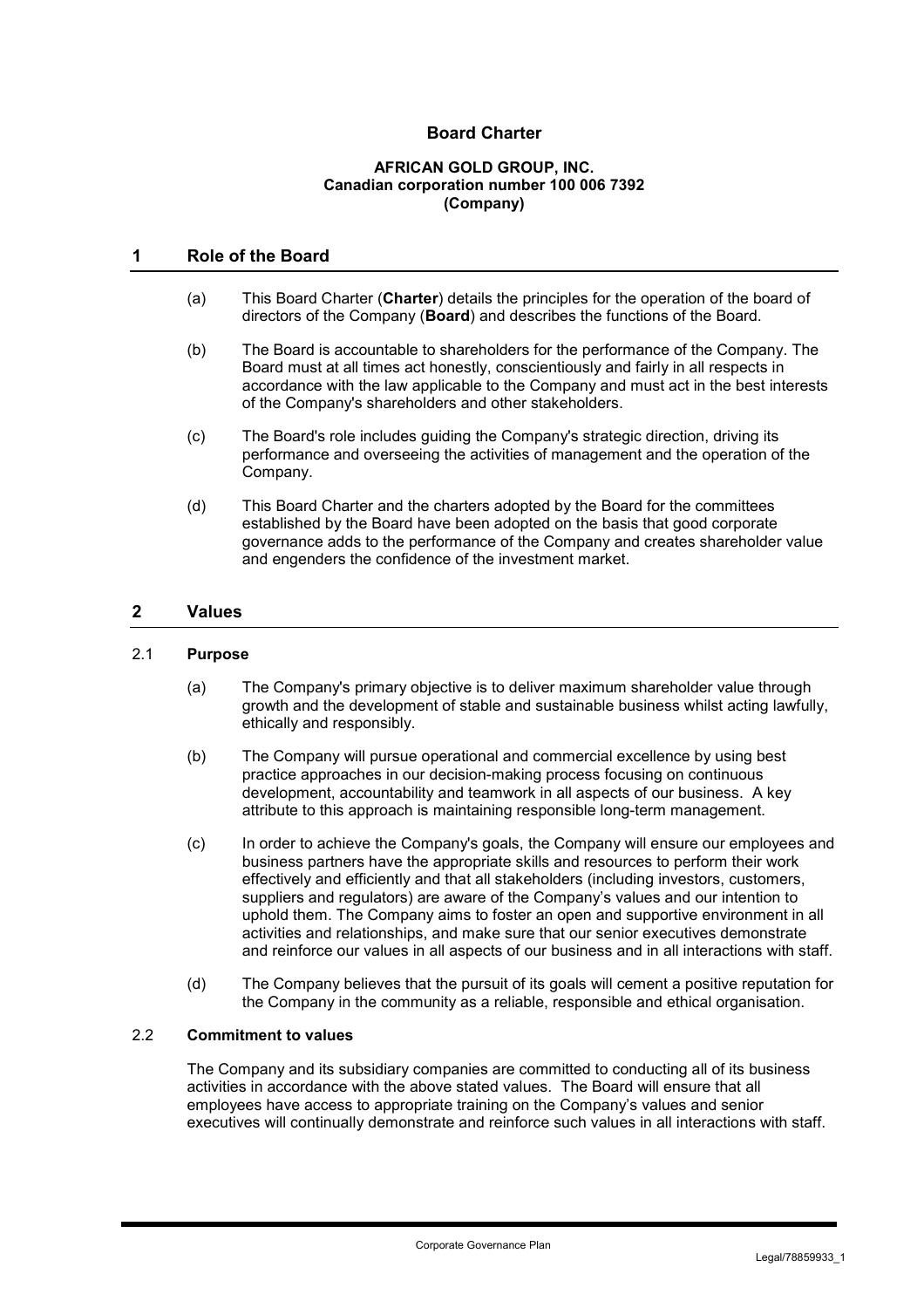# Board Charter

**AFRICAN GOLD GROUP, INC.**
**Canadian corporation number 100 006 7392**
**(Company)**

## 1 Role of the Board

(a) This Board Charter (**Charter**) details the principles for the operation of the board of directors of the Company (**Board**) and describes the functions of the Board.

(b) The Board is accountable to shareholders for the performance of the Company. The Board must at all times act honestly, conscientiously and fairly in all respects in accordance with the law applicable to the Company and must act in the best interests of the Company's shareholders and other stakeholders.

(c) The Board's role includes guiding the Company's strategic direction, driving its performance and overseeing the activities of management and the operation of the Company.

(d) This Board Charter and the charters adopted by the Board for the committees established by the Board have been adopted on the basis that good corporate governance adds to the performance of the Company and creates shareholder value and engenders the confidence of the investment market.

## 2 Values

### 2.1 Purpose

(a) The Company's primary objective is to deliver maximum shareholder value through growth and the development of stable and sustainable business whilst acting lawfully, ethically and responsibly.

(b) The Company will pursue operational and commercial excellence by using best practice approaches in our decision-making process focusing on continuous development, accountability and teamwork in all aspects of our business. A key attribute to this approach is maintaining responsible long-term management.

(c) In order to achieve the Company's goals, the Company will ensure our employees and business partners have the appropriate skills and resources to perform their work effectively and efficiently and that all stakeholders (including investors, customers, suppliers and regulators) are aware of the Company's values and our intention to uphold them. The Company aims to foster an open and supportive environment in all activities and relationships, and make sure that our senior executives demonstrate and reinforce our values in all aspects of our business and in all interactions with staff.

(d) The Company believes that the pursuit of its goals will cement a positive reputation for the Company in the community as a reliable, responsible and ethical organisation.

### 2.2 Commitment to values

The Company and its subsidiary companies are committed to conducting all of its business activities in accordance with the above stated values. The Board will ensure that all employees have access to appropriate training on the Company's values and senior executives will continually demonstrate and reinforce such values in all interactions with staff.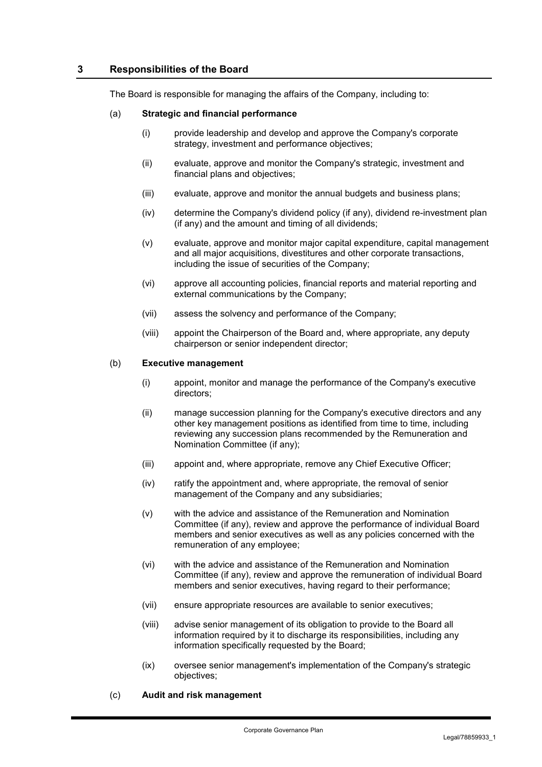## 3 Responsibilities of the Board

The Board is responsible for managing the affairs of the Company, including to:

(a) **Strategic and financial performance**

(i) provide leadership and develop and approve the Company's corporate strategy, investment and performance objectives;

(ii) evaluate, approve and monitor the Company's strategic, investment and financial plans and objectives;

(iii) evaluate, approve and monitor the annual budgets and business plans;

(iv) determine the Company's dividend policy (if any), dividend re-investment plan (if any) and the amount and timing of all dividends;

(v) evaluate, approve and monitor major capital expenditure, capital management and all major acquisitions, divestitures and other corporate transactions, including the issue of securities of the Company;

(vi) approve all accounting policies, financial reports and material reporting and external communications by the Company;

(vii) assess the solvency and performance of the Company;

(viii) appoint the Chairperson of the Board and, where appropriate, any deputy chairperson or senior independent director;

(b) **Executive management**

(i) appoint, monitor and manage the performance of the Company's executive directors;

(ii) manage succession planning for the Company's executive directors and any other key management positions as identified from time to time, including reviewing any succession plans recommended by the Remuneration and Nomination Committee (if any);

(iii) appoint and, where appropriate, remove any Chief Executive Officer;

(iv) ratify the appointment and, where appropriate, the removal of senior management of the Company and any subsidiaries;

(v) with the advice and assistance of the Remuneration and Nomination Committee (if any), review and approve the performance of individual Board members and senior executives as well as any policies concerned with the remuneration of any employee;

(vi) with the advice and assistance of the Remuneration and Nomination Committee (if any), review and approve the remuneration of individual Board members and senior executives, having regard to their performance;

(vii) ensure appropriate resources are available to senior executives;

(viii) advise senior management of its obligation to provide to the Board all information required by it to discharge its responsibilities, including any information specifically requested by the Board;

(ix) oversee senior management's implementation of the Company's strategic objectives;

(c) **Audit and risk management**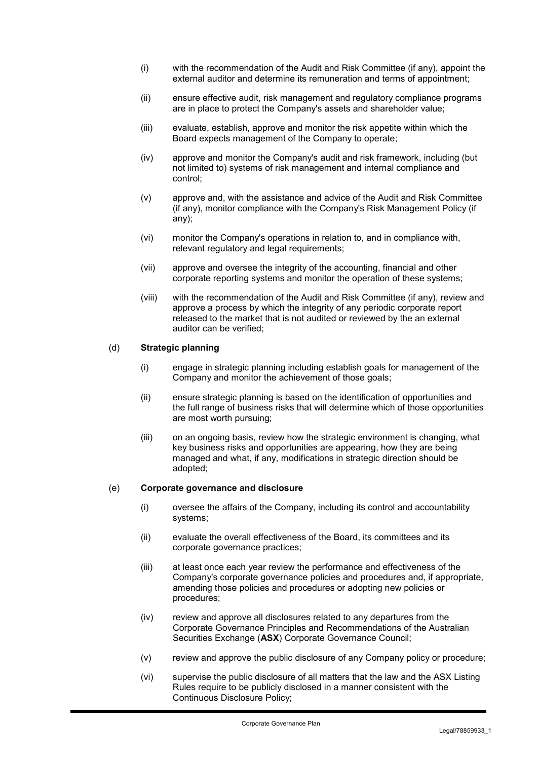(i) with the recommendation of the Audit and Risk Committee (if any), appoint the external auditor and determine its remuneration and terms of appointment;

(ii) ensure effective audit, risk management and regulatory compliance programs are in place to protect the Company's assets and shareholder value;

(iii) evaluate, establish, approve and monitor the risk appetite within which the Board expects management of the Company to operate;

(iv) approve and monitor the Company's audit and risk framework, including (but not limited to) systems of risk management and internal compliance and control;

(v) approve and, with the assistance and advice of the Audit and Risk Committee (if any), monitor compliance with the Company's Risk Management Policy (if any);

(vi) monitor the Company's operations in relation to, and in compliance with, relevant regulatory and legal requirements;

(vii) approve and oversee the integrity of the accounting, financial and other corporate reporting systems and monitor the operation of these systems;

(viii) with the recommendation of the Audit and Risk Committee (if any), review and approve a process by which the integrity of any periodic corporate report released to the market that is not audited or reviewed by the an external auditor can be verified;

(d) **Strategic planning**

(i) engage in strategic planning including establish goals for management of the Company and monitor the achievement of those goals;

(ii) ensure strategic planning is based on the identification of opportunities and the full range of business risks that will determine which of those opportunities are most worth pursuing;

(iii) on an ongoing basis, review how the strategic environment is changing, what key business risks and opportunities are appearing, how they are being managed and what, if any, modifications in strategic direction should be adopted;

(e) **Corporate governance and disclosure**

(i) oversee the affairs of the Company, including its control and accountability systems;

(ii) evaluate the overall effectiveness of the Board, its committees and its corporate governance practices;

(iii) at least once each year review the performance and effectiveness of the Company's corporate governance policies and procedures and, if appropriate, amending those policies and procedures or adopting new policies or procedures;

(iv) review and approve all disclosures related to any departures from the Corporate Governance Principles and Recommendations of the Australian Securities Exchange (**ASX**) Corporate Governance Council;

(v) review and approve the public disclosure of any Company policy or procedure;

(vi) supervise the public disclosure of all matters that the law and the ASX Listing Rules require to be publicly disclosed in a manner consistent with the Continuous Disclosure Policy;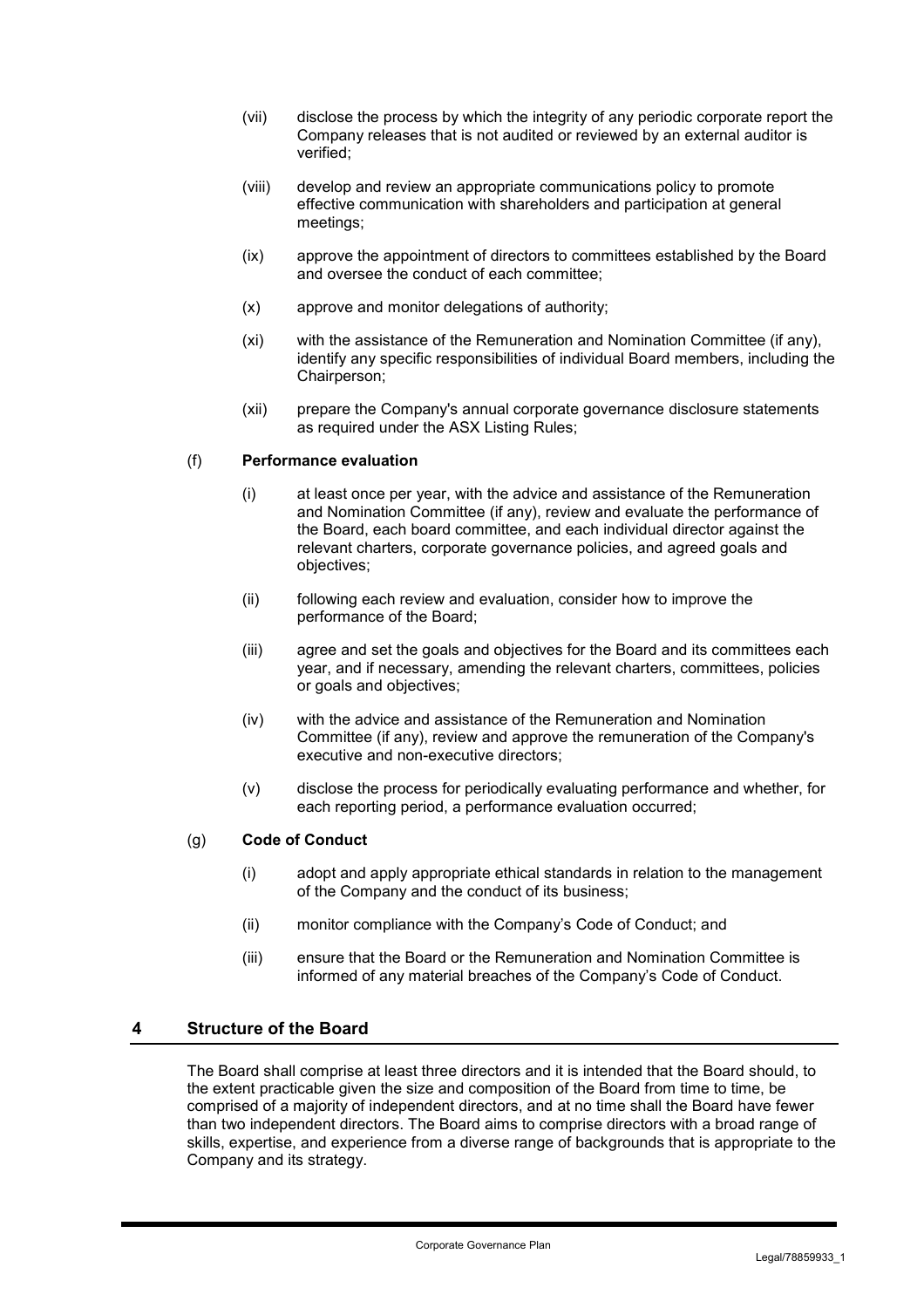(vii) disclose the process by which the integrity of any periodic corporate report the Company releases that is not audited or reviewed by an external auditor is verified;

(viii) develop and review an appropriate communications policy to promote effective communication with shareholders and participation at general meetings;

(ix) approve the appointment of directors to committees established by the Board and oversee the conduct of each committee;

(x) approve and monitor delegations of authority;

(xi) with the assistance of the Remuneration and Nomination Committee (if any), identify any specific responsibilities of individual Board members, including the Chairperson;

(xii) prepare the Company's annual corporate governance disclosure statements as required under the ASX Listing Rules;

(f) **Performance evaluation**

(i) at least once per year, with the advice and assistance of the Remuneration and Nomination Committee (if any), review and evaluate the performance of the Board, each board committee, and each individual director against the relevant charters, corporate governance policies, and agreed goals and objectives;

(ii) following each review and evaluation, consider how to improve the performance of the Board;

(iii) agree and set the goals and objectives for the Board and its committees each year, and if necessary, amending the relevant charters, committees, policies or goals and objectives;

(iv) with the advice and assistance of the Remuneration and Nomination Committee (if any), review and approve the remuneration of the Company's executive and non-executive directors;

(v) disclose the process for periodically evaluating performance and whether, for each reporting period, a performance evaluation occurred;

(g) **Code of Conduct**

(i) adopt and apply appropriate ethical standards in relation to the management of the Company and the conduct of its business;

(ii) monitor compliance with the Company's Code of Conduct; and

(iii) ensure that the Board or the Remuneration and Nomination Committee is informed of any material breaches of the Company's Code of Conduct.

## 4 Structure of the Board

The Board shall comprise at least three directors and it is intended that the Board should, to the extent practicable given the size and composition of the Board from time to time, be comprised of a majority of independent directors, and at no time shall the Board have fewer than two independent directors. The Board aims to comprise directors with a broad range of skills, expertise, and experience from a diverse range of backgrounds that is appropriate to the Company and its strategy.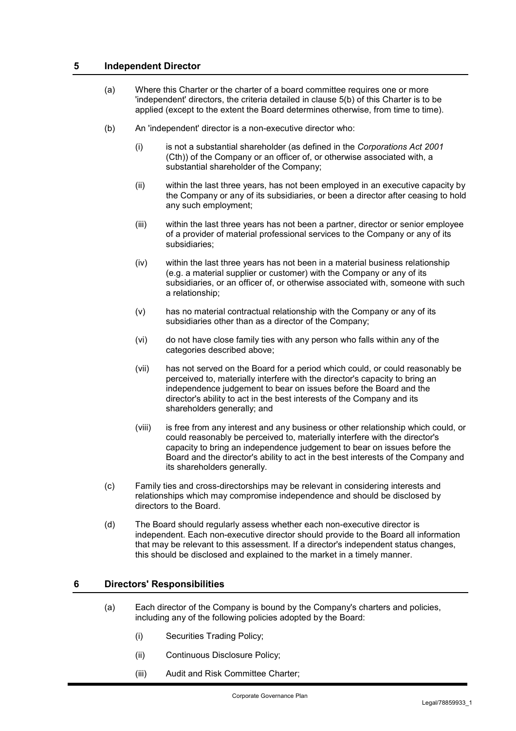## 5 Independent Director

(a) Where this Charter or the charter of a board committee requires one or more 'independent' directors, the criteria detailed in clause 5(b) of this Charter is to be applied (except to the extent the Board determines otherwise, from time to time).

(b) An 'independent' director is a non-executive director who:

(i) is not a substantial shareholder (as defined in the *Corporations Act 2001* (Cth)) of the Company or an officer of, or otherwise associated with, a substantial shareholder of the Company;

(ii) within the last three years, has not been employed in an executive capacity by the Company or any of its subsidiaries, or been a director after ceasing to hold any such employment;

(iii) within the last three years has not been a partner, director or senior employee of a provider of material professional services to the Company or any of its subsidiaries;

(iv) within the last three years has not been in a material business relationship (e.g. a material supplier or customer) with the Company or any of its subsidiaries, or an officer of, or otherwise associated with, someone with such a relationship;

(v) has no material contractual relationship with the Company or any of its subsidiaries other than as a director of the Company;

(vi) do not have close family ties with any person who falls within any of the categories described above;

(vii) has not served on the Board for a period which could, or could reasonably be perceived to, materially interfere with the director's capacity to bring an independence judgement to bear on issues before the Board and the director's ability to act in the best interests of the Company and its shareholders generally; and

(viii) is free from any interest and any business or other relationship which could, or could reasonably be perceived to, materially interfere with the director's capacity to bring an independence judgement to bear on issues before the Board and the director's ability to act in the best interests of the Company and its shareholders generally.

(c) Family ties and cross-directorships may be relevant in considering interests and relationships which may compromise independence and should be disclosed by directors to the Board.

(d) The Board should regularly assess whether each non-executive director is independent. Each non-executive director should provide to the Board all information that may be relevant to this assessment. If a director's independent status changes, this should be disclosed and explained to the market in a timely manner.

## 6 Directors' Responsibilities

(a) Each director of the Company is bound by the Company's charters and policies, including any of the following policies adopted by the Board:

(i) Securities Trading Policy;

(ii) Continuous Disclosure Policy;

(iii) Audit and Risk Committee Charter;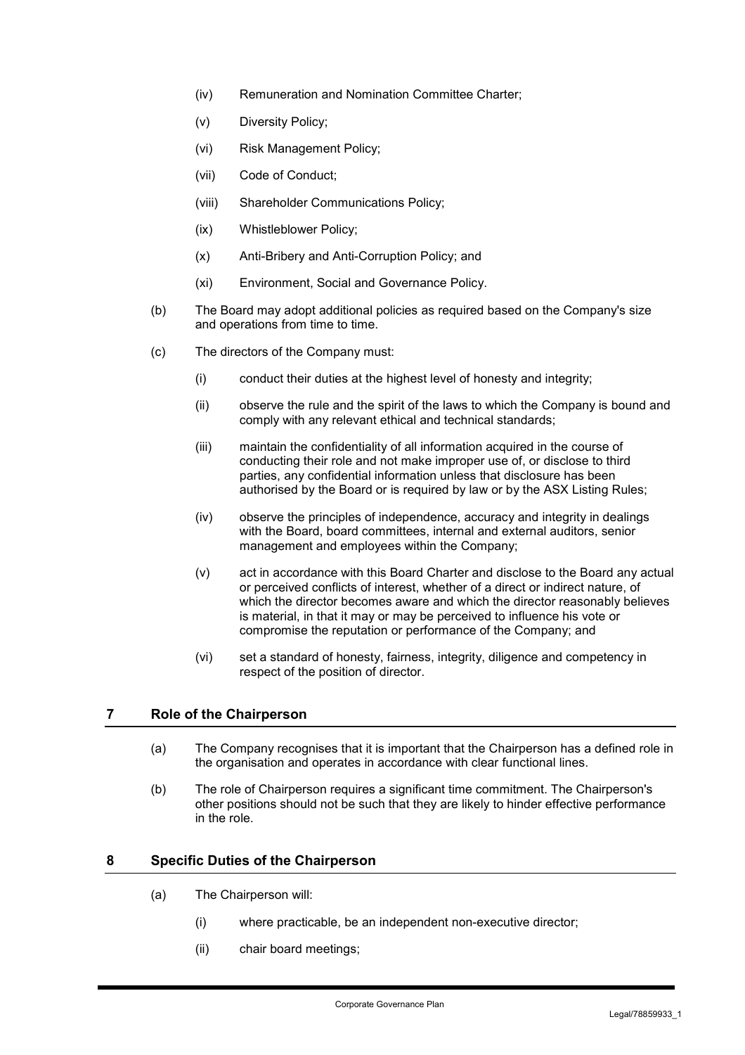(iv) Remuneration and Nomination Committee Charter;

(v) Diversity Policy;

(vi) Risk Management Policy;

(vii) Code of Conduct;

(viii) Shareholder Communications Policy;

(ix) Whistleblower Policy;

(x) Anti-Bribery and Anti-Corruption Policy; and

(xi) Environment, Social and Governance Policy.

(b) The Board may adopt additional policies as required based on the Company's size and operations from time to time.

(c) The directors of the Company must:

(i) conduct their duties at the highest level of honesty and integrity;

(ii) observe the rule and the spirit of the laws to which the Company is bound and comply with any relevant ethical and technical standards;

(iii) maintain the confidentiality of all information acquired in the course of conducting their role and not make improper use of, or disclose to third parties, any confidential information unless that disclosure has been authorised by the Board or is required by law or by the ASX Listing Rules;

(iv) observe the principles of independence, accuracy and integrity in dealings with the Board, board committees, internal and external auditors, senior management and employees within the Company;

(v) act in accordance with this Board Charter and disclose to the Board any actual or perceived conflicts of interest, whether of a direct or indirect nature, of which the director becomes aware and which the director reasonably believes is material, in that it may or may be perceived to influence his vote or compromise the reputation or performance of the Company; and

(vi) set a standard of honesty, fairness, integrity, diligence and competency in respect of the position of director.

## 7 Role of the Chairperson

(a) The Company recognises that it is important that the Chairperson has a defined role in the organisation and operates in accordance with clear functional lines.

(b) The role of Chairperson requires a significant time commitment. The Chairperson's other positions should not be such that they are likely to hinder effective performance in the role.

## 8 Specific Duties of the Chairperson

(a) The Chairperson will:

(i) where practicable, be an independent non-executive director;

(ii) chair board meetings;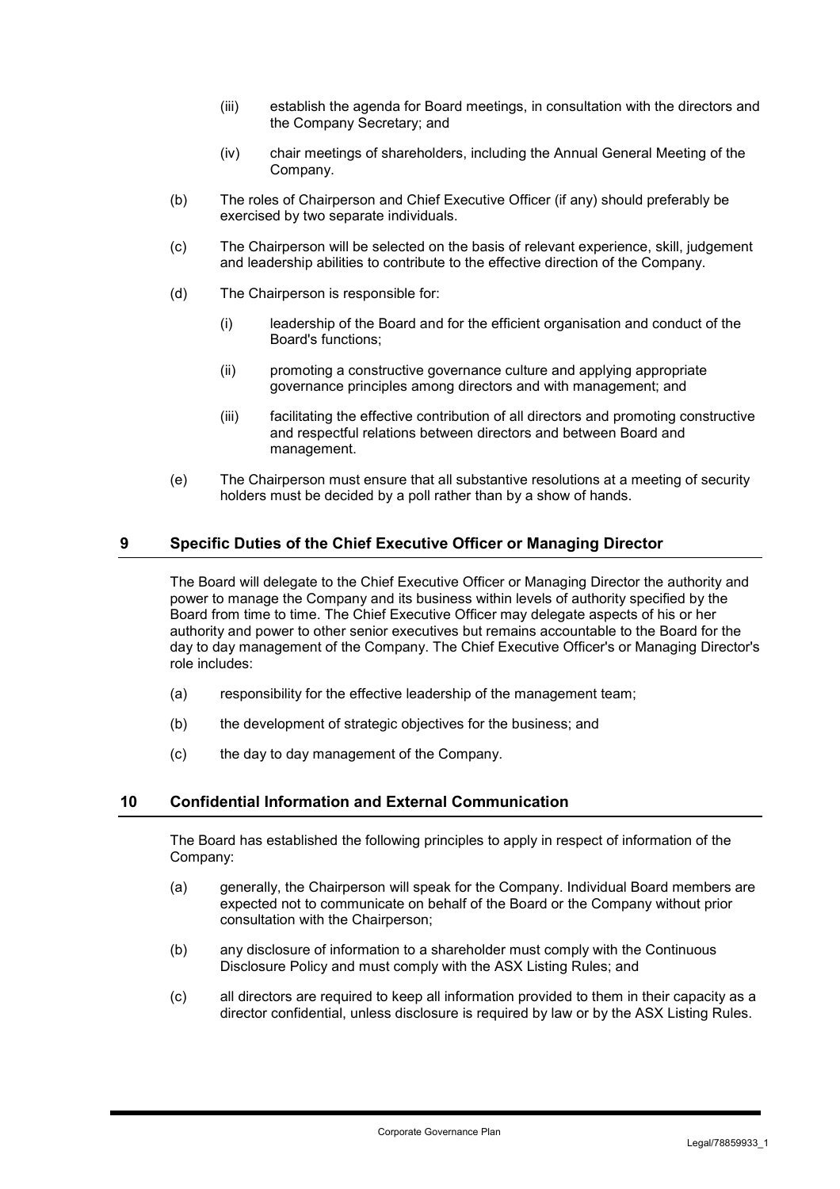(iii) establish the agenda for Board meetings, in consultation with the directors and the Company Secretary; and

(iv) chair meetings of shareholders, including the Annual General Meeting of the Company.

(b) The roles of Chairperson and Chief Executive Officer (if any) should preferably be exercised by two separate individuals.

(c) The Chairperson will be selected on the basis of relevant experience, skill, judgement and leadership abilities to contribute to the effective direction of the Company.

(d) The Chairperson is responsible for:

(i) leadership of the Board and for the efficient organisation and conduct of the Board's functions;

(ii) promoting a constructive governance culture and applying appropriate governance principles among directors and with management; and

(iii) facilitating the effective contribution of all directors and promoting constructive and respectful relations between directors and between Board and management.

(e) The Chairperson must ensure that all substantive resolutions at a meeting of security holders must be decided by a poll rather than by a show of hands.

## 9 Specific Duties of the Chief Executive Officer or Managing Director

The Board will delegate to the Chief Executive Officer or Managing Director the authority and power to manage the Company and its business within levels of authority specified by the Board from time to time. The Chief Executive Officer may delegate aspects of his or her authority and power to other senior executives but remains accountable to the Board for the day to day management of the Company. The Chief Executive Officer's or Managing Director's role includes:

(a) responsibility for the effective leadership of the management team;

(b) the development of strategic objectives for the business; and

(c) the day to day management of the Company.

## 10 Confidential Information and External Communication

The Board has established the following principles to apply in respect of information of the Company:

(a) generally, the Chairperson will speak for the Company. Individual Board members are expected not to communicate on behalf of the Board or the Company without prior consultation with the Chairperson;

(b) any disclosure of information to a shareholder must comply with the Continuous Disclosure Policy and must comply with the ASX Listing Rules; and

(c) all directors are required to keep all information provided to them in their capacity as a director confidential, unless disclosure is required by law or by the ASX Listing Rules.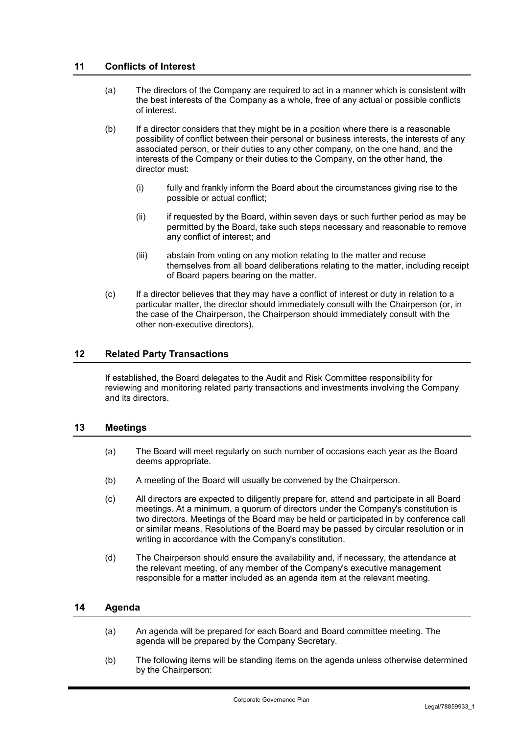## 11 Conflicts of Interest

(a) The directors of the Company are required to act in a manner which is consistent with the best interests of the Company as a whole, free of any actual or possible conflicts of interest.

(b) If a director considers that they might be in a position where there is a reasonable possibility of conflict between their personal or business interests, the interests of any associated person, or their duties to any other company, on the one hand, and the interests of the Company or their duties to the Company, on the other hand, the director must:

(i) fully and frankly inform the Board about the circumstances giving rise to the possible or actual conflict;

(ii) if requested by the Board, within seven days or such further period as may be permitted by the Board, take such steps necessary and reasonable to remove any conflict of interest; and

(iii) abstain from voting on any motion relating to the matter and recuse themselves from all board deliberations relating to the matter, including receipt of Board papers bearing on the matter.

(c) If a director believes that they may have a conflict of interest or duty in relation to a particular matter, the director should immediately consult with the Chairperson (or, in the case of the Chairperson, the Chairperson should immediately consult with the other non-executive directors).

## 12 Related Party Transactions

If established, the Board delegates to the Audit and Risk Committee responsibility for reviewing and monitoring related party transactions and investments involving the Company and its directors.

## 13 Meetings

(a) The Board will meet regularly on such number of occasions each year as the Board deems appropriate.

(b) A meeting of the Board will usually be convened by the Chairperson.

(c) All directors are expected to diligently prepare for, attend and participate in all Board meetings. At a minimum, a quorum of directors under the Company's constitution is two directors. Meetings of the Board may be held or participated in by conference call or similar means. Resolutions of the Board may be passed by circular resolution or in writing in accordance with the Company's constitution.

(d) The Chairperson should ensure the availability and, if necessary, the attendance at the relevant meeting, of any member of the Company's executive management responsible for a matter included as an agenda item at the relevant meeting.

## 14 Agenda

(a) An agenda will be prepared for each Board and Board committee meeting. The agenda will be prepared by the Company Secretary.

(b) The following items will be standing items on the agenda unless otherwise determined by the Chairperson: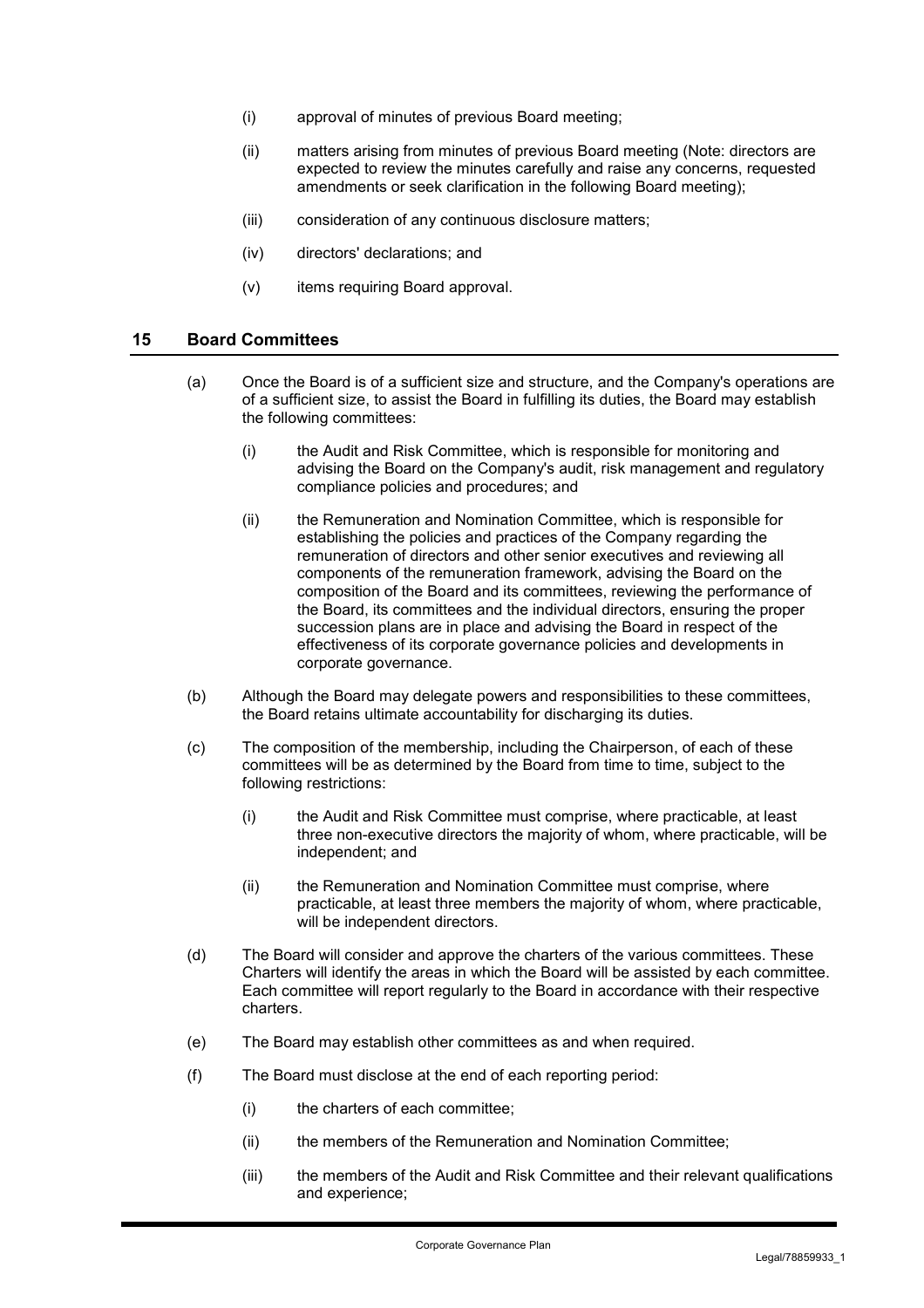(i) approval of minutes of previous Board meeting;

(ii) matters arising from minutes of previous Board meeting (Note: directors are expected to review the minutes carefully and raise any concerns, requested amendments or seek clarification in the following Board meeting);

(iii) consideration of any continuous disclosure matters;

(iv) directors' declarations; and

(v) items requiring Board approval.

## 15 Board Committees

(a) Once the Board is of a sufficient size and structure, and the Company's operations are of a sufficient size, to assist the Board in fulfilling its duties, the Board may establish the following committees:

(i) the Audit and Risk Committee, which is responsible for monitoring and advising the Board on the Company's audit, risk management and regulatory compliance policies and procedures; and

(ii) the Remuneration and Nomination Committee, which is responsible for establishing the policies and practices of the Company regarding the remuneration of directors and other senior executives and reviewing all components of the remuneration framework, advising the Board on the composition of the Board and its committees, reviewing the performance of the Board, its committees and the individual directors, ensuring the proper succession plans are in place and advising the Board in respect of the effectiveness of its corporate governance policies and developments in corporate governance.

(b) Although the Board may delegate powers and responsibilities to these committees, the Board retains ultimate accountability for discharging its duties.

(c) The composition of the membership, including the Chairperson, of each of these committees will be as determined by the Board from time to time, subject to the following restrictions:

(i) the Audit and Risk Committee must comprise, where practicable, at least three non-executive directors the majority of whom, where practicable, will be independent; and

(ii) the Remuneration and Nomination Committee must comprise, where practicable, at least three members the majority of whom, where practicable, will be independent directors.

(d) The Board will consider and approve the charters of the various committees. These Charters will identify the areas in which the Board will be assisted by each committee. Each committee will report regularly to the Board in accordance with their respective charters.

(e) The Board may establish other committees as and when required.

(f) The Board must disclose at the end of each reporting period:

(i) the charters of each committee;

(ii) the members of the Remuneration and Nomination Committee;

(iii) the members of the Audit and Risk Committee and their relevant qualifications and experience;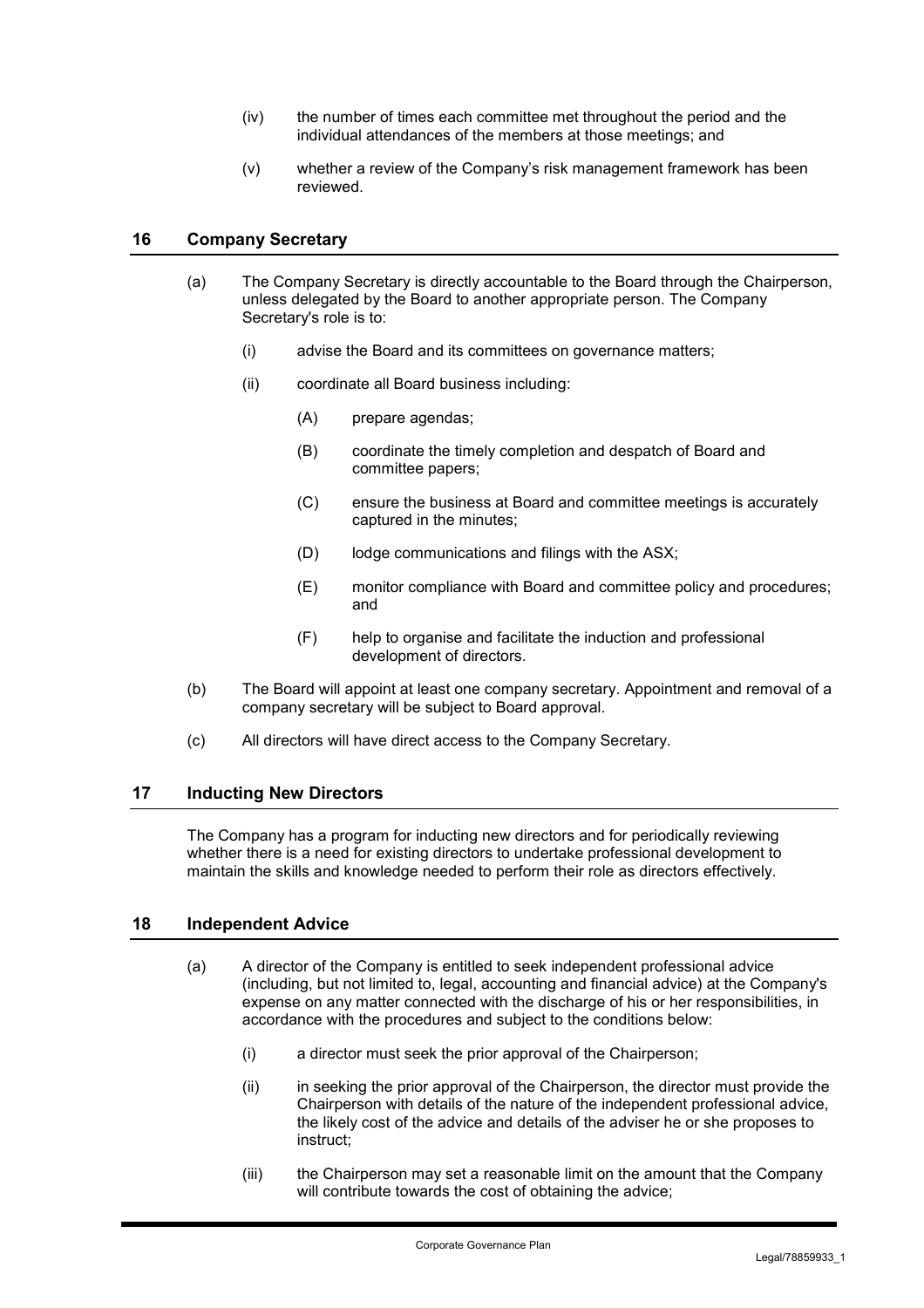(iv) the number of times each committee met throughout the period and the individual attendances of the members at those meetings; and

(v) whether a review of the Company's risk management framework has been reviewed.

## 16 Company Secretary

(a) The Company Secretary is directly accountable to the Board through the Chairperson, unless delegated by the Board to another appropriate person. The Company Secretary's role is to:

(i) advise the Board and its committees on governance matters;

(ii) coordinate all Board business including:

(A) prepare agendas;

(B) coordinate the timely completion and despatch of Board and committee papers;

(C) ensure the business at Board and committee meetings is accurately captured in the minutes;

(D) lodge communications and filings with the ASX;

(E) monitor compliance with Board and committee policy and procedures; and

(F) help to organise and facilitate the induction and professional development of directors.

(b) The Board will appoint at least one company secretary. Appointment and removal of a company secretary will be subject to Board approval.

(c) All directors will have direct access to the Company Secretary.

## 17 Inducting New Directors

The Company has a program for inducting new directors and for periodically reviewing whether there is a need for existing directors to undertake professional development to maintain the skills and knowledge needed to perform their role as directors effectively.

## 18 Independent Advice

(a) A director of the Company is entitled to seek independent professional advice (including, but not limited to, legal, accounting and financial advice) at the Company's expense on any matter connected with the discharge of his or her responsibilities, in accordance with the procedures and subject to the conditions below:

(i) a director must seek the prior approval of the Chairperson;

(ii) in seeking the prior approval of the Chairperson, the director must provide the Chairperson with details of the nature of the independent professional advice, the likely cost of the advice and details of the adviser he or she proposes to instruct;

(iii) the Chairperson may set a reasonable limit on the amount that the Company will contribute towards the cost of obtaining the advice;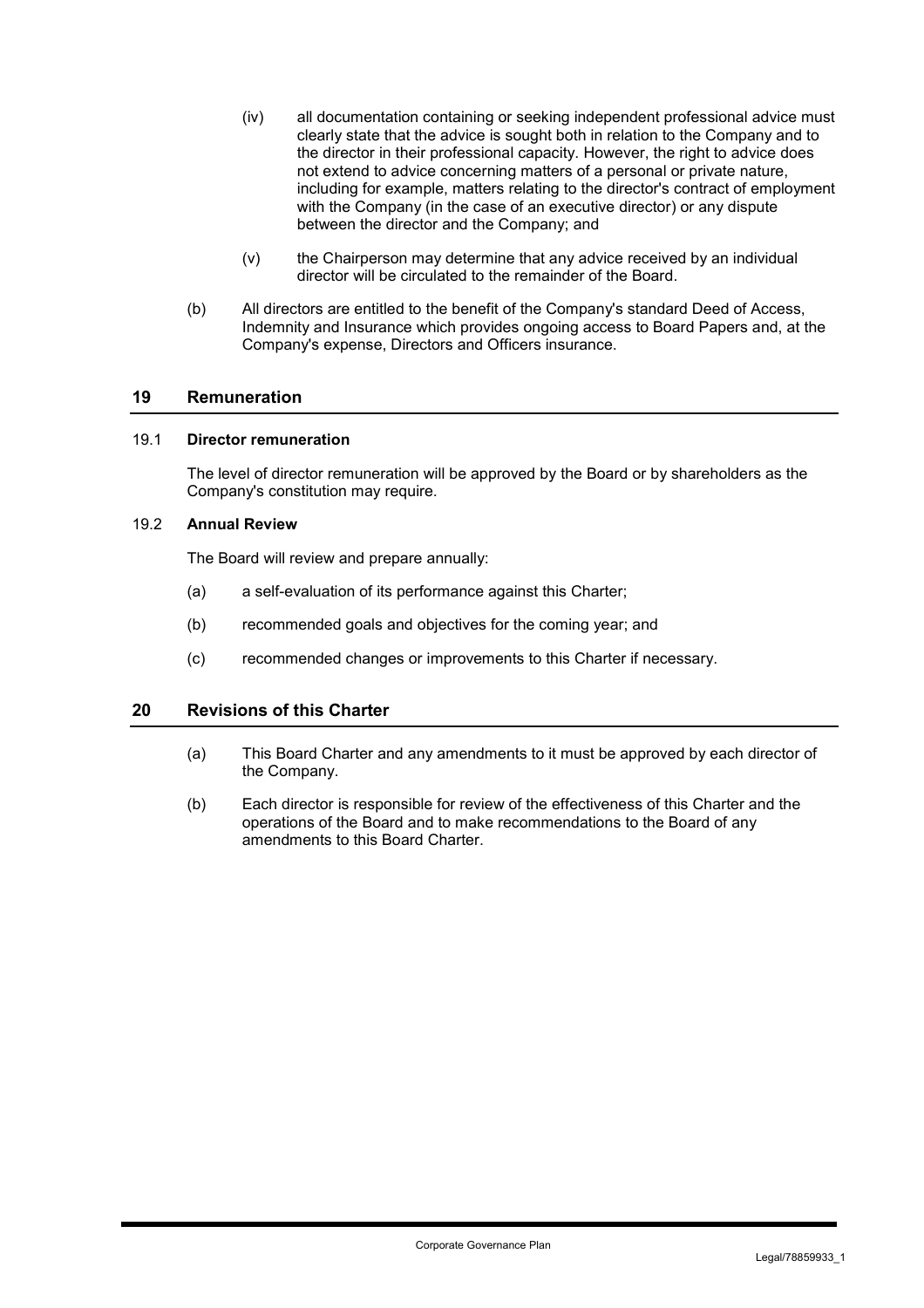(iv) all documentation containing or seeking independent professional advice must clearly state that the advice is sought both in relation to the Company and to the director in their professional capacity. However, the right to advice does not extend to advice concerning matters of a personal or private nature, including for example, matters relating to the director's contract of employment with the Company (in the case of an executive director) or any dispute between the director and the Company; and

(v) the Chairperson may determine that any advice received by an individual director will be circulated to the remainder of the Board.

(b) All directors are entitled to the benefit of the Company's standard Deed of Access, Indemnity and Insurance which provides ongoing access to Board Papers and, at the Company's expense, Directors and Officers insurance.

## 19 Remuneration

### 19.1 Director remuneration

The level of director remuneration will be approved by the Board or by shareholders as the Company's constitution may require.

### 19.2 Annual Review

The Board will review and prepare annually:

(a) a self-evaluation of its performance against this Charter;

(b) recommended goals and objectives for the coming year; and

(c) recommended changes or improvements to this Charter if necessary.

## 20 Revisions of this Charter

(a) This Board Charter and any amendments to it must be approved by each director of the Company.

(b) Each director is responsible for review of the effectiveness of this Charter and the operations of the Board and to make recommendations to the Board of any amendments to this Board Charter.